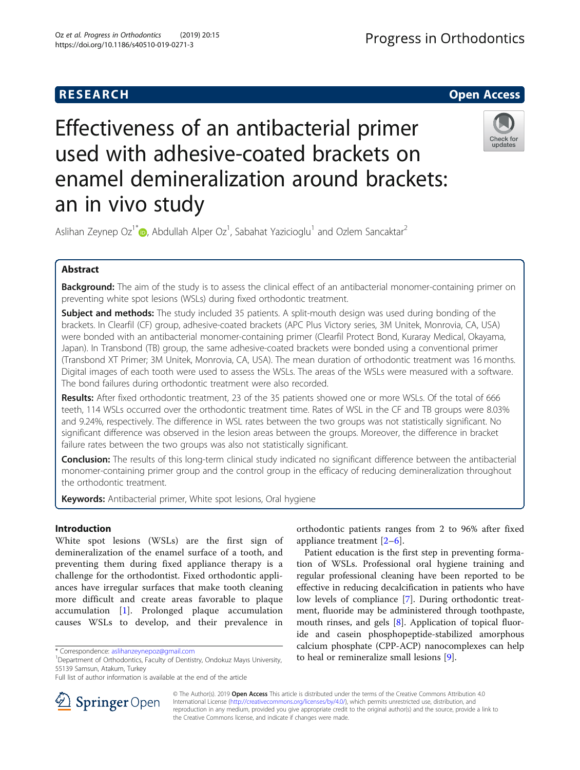RESEARCH

Open Access

# Effectiveness of an antibacterial primer used with adhesive-coated brackets on enamel demineralization around brackets: an in vivo study

Aslihan Zeynep Oz[1*], Abdullah Alper Oz[1], Sabahat Yazicioglu[1] and Ozlem Sancaktar[2]

## Abstract

**Background:** The aim of the study is to assess the clinical effect of an antibacterial monomer-containing primer on preventing white spot lesions (WSLs) during fixed orthodontic treatment.

**Subject and methods:** The study included 35 patients. A split-mouth design was used during bonding of the brackets. In Clearfil (CF) group, adhesive-coated brackets (APC Plus Victory series, 3M Unitek, Monrovia, CA, USA) were bonded with an antibacterial monomer-containing primer (Clearfil Protect Bond, Kuraray Medical, Okayama, Japan). In Transbond (TB) group, the same adhesive-coated brackets were bonded using a conventional primer (Transbond XT Primer; 3M Unitek, Monrovia, CA, USA). The mean duration of orthodontic treatment was 16 months. Digital images of each tooth were used to assess the WSLs. The areas of the WSLs were measured with a software. The bond failures during orthodontic treatment were also recorded.

**Results:** After fixed orthodontic treatment, 23 of the 35 patients showed one or more WSLs. Of the total of 666 teeth, 114 WSLs occurred over the orthodontic treatment time. Rates of WSL in the CF and TB groups were 8.03% and 9.24%, respectively. The difference in WSL rates between the two groups was not statistically significant. No significant difference was observed in the lesion areas between the groups. Moreover, the difference in bracket failure rates between the two groups was also not statistically significant.

**Conclusion:** The results of this long-term clinical study indicated no significant difference between the antibacterial monomer-containing primer group and the control group in the efficacy of reducing demineralization throughout the orthodontic treatment.

**Keywords:** Antibacterial primer, White spot lesions, Oral hygiene

## Introduction

White spot lesions (WSLs) are the first sign of demineralization of the enamel surface of a tooth, and preventing them during fixed appliance therapy is a challenge for the orthodontist. Fixed orthodontic appliances have irregular surfaces that make tooth cleaning more difficult and create areas favorable to plaque accumulation [1]. Prolonged plaque accumulation causes WSLs to develop, and their prevalence in orthodontic patients ranges from 2 to 96% after fixed appliance treatment [2–6].

Patient education is the first step in preventing formation of WSLs. Professional oral hygiene training and regular professional cleaning have been reported to be effective in reducing decalcification in patients who have low levels of compliance [7]. During orthodontic treatment, fluoride may be administered through toothpaste, mouth rinses, and gels [8]. Application of topical fluoride and casein phosphopeptide-stabilized amorphous calcium phosphate (CPP-ACP) nanocomplexes can help to heal or remineralize small lesions [9].

* Correspondence: aslihanzeynepoz@gmail.com
[1]Department of Orthodontics, Faculty of Dentistry, Ondokuz Mayıs University, 55139 Samsun, Atakum, Turkey
Full list of author information is available at the end of the article

© The Author(s). 2019 **Open Access** This article is distributed under the terms of the Creative Commons Attribution 4.0 International License (http://creativecommons.org/licenses/by/4.0/), which permits unrestricted use, distribution, and reproduction in any medium, provided you give appropriate credit to the original author(s) and the source, provide a link to the Creative Commons license, and indicate if changes were made.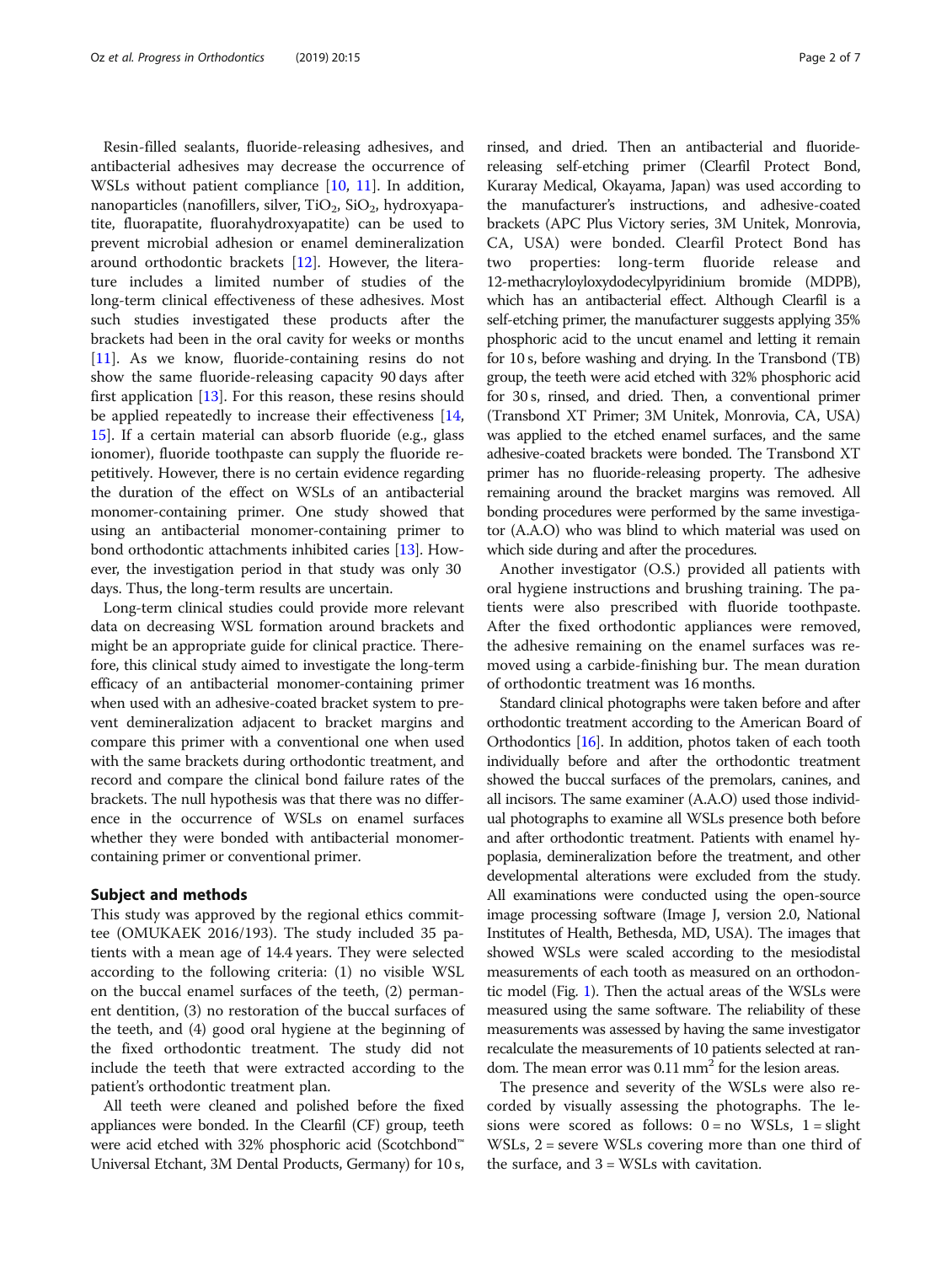Resin-filled sealants, fluoride-releasing adhesives, and antibacterial adhesives may decrease the occurrence of WSLs without patient compliance [10, 11]. In addition, nanoparticles (nanofillers, silver, $TiO_2$, $SiO_2$, hydroxyapatite, fluorapatite, fluorahydroxyapatite) can be used to prevent microbial adhesion or enamel demineralization around orthodontic brackets [12]. However, the literature includes a limited number of studies of the long-term clinical effectiveness of these adhesives. Most such studies investigated these products after the brackets had been in the oral cavity for weeks or months [11]. As we know, fluoride-containing resins do not show the same fluoride-releasing capacity 90 days after first application [13]. For this reason, these resins should be applied repeatedly to increase their effectiveness [14, 15]. If a certain material can absorb fluoride (e.g., glass ionomer), fluoride toothpaste can supply the fluoride repetitively. However, there is no certain evidence regarding the duration of the effect on WSLs of an antibacterial monomer-containing primer. One study showed that using an antibacterial monomer-containing primer to bond orthodontic attachments inhibited caries [13]. However, the investigation period in that study was only 30 days. Thus, the long-term results are uncertain.

Long-term clinical studies could provide more relevant data on decreasing WSL formation around brackets and might be an appropriate guide for clinical practice. Therefore, this clinical study aimed to investigate the long-term efficacy of an antibacterial monomer-containing primer when used with an adhesive-coated bracket system to prevent demineralization adjacent to bracket margins and compare this primer with a conventional one when used with the same brackets during orthodontic treatment, and record and compare the clinical bond failure rates of the brackets. The null hypothesis was that there was no difference in the occurrence of WSLs on enamel surfaces whether they were bonded with antibacterial monomer-containing primer or conventional primer.

## Subject and methods

This study was approved by the regional ethics committee (OMUKAEK 2016/193). The study included 35 patients with a mean age of 14.4 years. They were selected according to the following criteria: (1) no visible WSL on the buccal enamel surfaces of the teeth, (2) permanent dentition, (3) no restoration of the buccal surfaces of the teeth, and (4) good oral hygiene at the beginning of the fixed orthodontic treatment. The study did not include the teeth that were extracted according to the patient's orthodontic treatment plan.

All teeth were cleaned and polished before the fixed appliances were bonded. In the Clearfil (CF) group, teeth were acid etched with 32% phosphoric acid (Scotchbond™ Universal Etchant, 3M Dental Products, Germany) for 10 s, rinsed, and dried. Then an antibacterial and fluoride-releasing self-etching primer (Clearfil Protect Bond, Kuraray Medical, Okayama, Japan) was used according to the manufacturer's instructions, and adhesive-coated brackets (APC Plus Victory series, 3M Unitek, Monrovia, CA, USA) were bonded. Clearfil Protect Bond has two properties: long-term fluoride release and 12-methacryloyloxydodecylpyridinium bromide (MDPB), which has an antibacterial effect. Although Clearfil is a self-etching primer, the manufacturer suggests applying 35% phosphoric acid to the uncut enamel and letting it remain for 10 s, before washing and drying. In the Transbond (TB) group, the teeth were acid etched with 32% phosphoric acid for 30 s, rinsed, and dried. Then, a conventional primer (Transbond XT Primer; 3M Unitek, Monrovia, CA, USA) was applied to the etched enamel surfaces, and the same adhesive-coated brackets were bonded. The Transbond XT primer has no fluoride-releasing property. The adhesive remaining around the bracket margins was removed. All bonding procedures were performed by the same investigator (A.A.O) who was blind to which material was used on which side during and after the procedures.

Another investigator (O.S.) provided all patients with oral hygiene instructions and brushing training. The patients were also prescribed with fluoride toothpaste. After the fixed orthodontic appliances were removed, the adhesive remaining on the enamel surfaces was removed using a carbide-finishing bur. The mean duration of orthodontic treatment was 16 months.

Standard clinical photographs were taken before and after orthodontic treatment according to the American Board of Orthodontics [16]. In addition, photos taken of each tooth individually before and after the orthodontic treatment showed the buccal surfaces of the premolars, canines, and all incisors. The same examiner (A.A.O) used those individual photographs to examine all WSLs presence both before and after orthodontic treatment. Patients with enamel hypoplasia, demineralization before the treatment, and other developmental alterations were excluded from the study. All examinations were conducted using the open-source image processing software (Image J, version 2.0, National Institutes of Health, Bethesda, MD, USA). The images that showed WSLs were scaled according to the mesiodistal measurements of each tooth as measured on an orthodontic model (Fig. 1). Then the actual areas of the WSLs were measured using the same software. The reliability of these measurements was assessed by having the same investigator recalculate the measurements of 10 patients selected at random. The mean error was 0.11 $mm^2$ for the lesion areas.

The presence and severity of the WSLs were also recorded by visually assessing the photographs. The lesions were scored as follows: 0 = no WSLs, 1 = slight WSLs, 2 = severe WSLs covering more than one third of the surface, and 3 = WSLs with cavitation.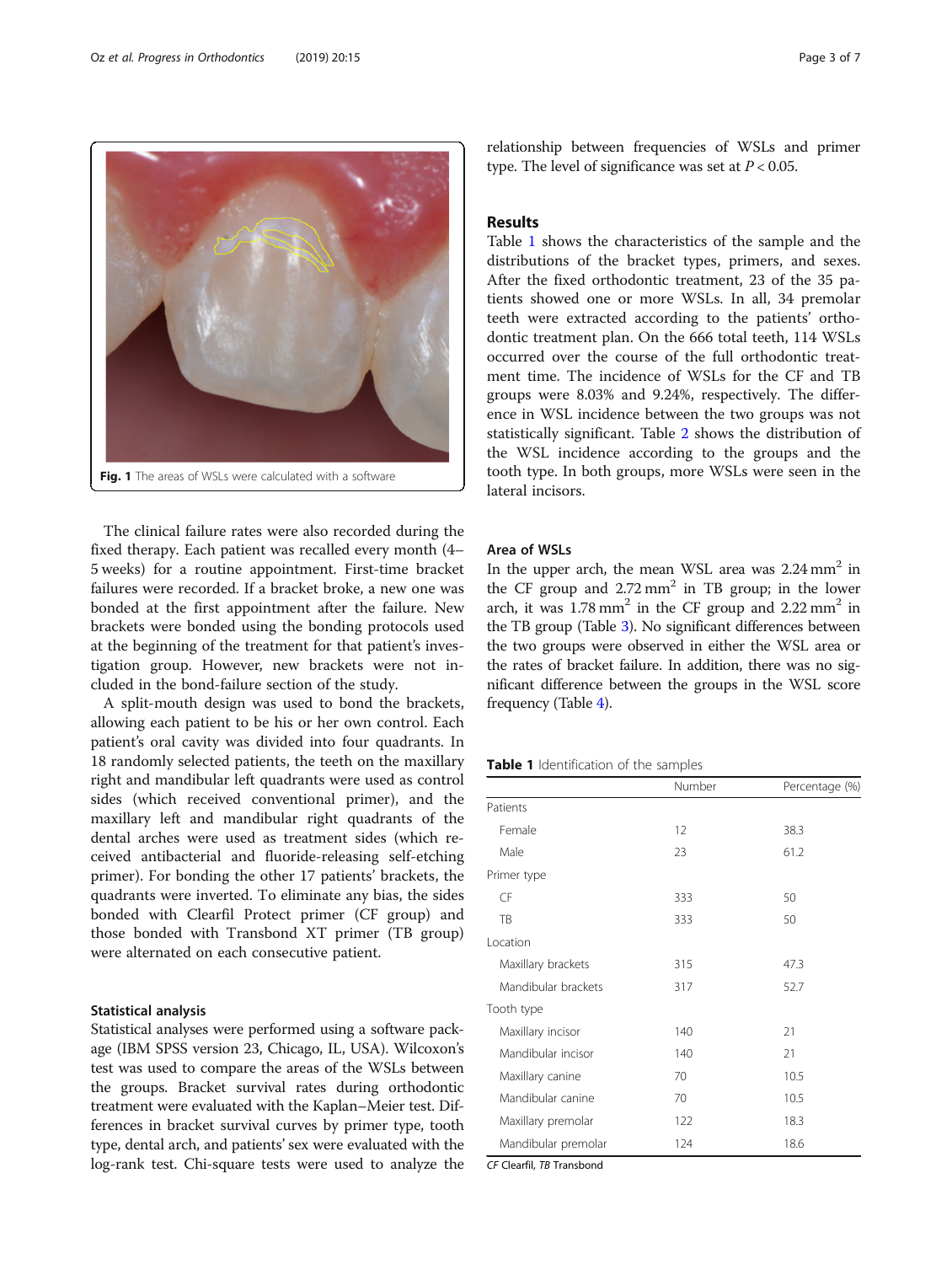Fig. 1 The areas of WSLs were calculated with a software

The clinical failure rates were also recorded during the fixed therapy. Each patient was recalled every month (4–5 weeks) for a routine appointment. First-time bracket failures were recorded. If a bracket broke, a new one was bonded at the first appointment after the failure. New brackets were bonded using the bonding protocols used at the beginning of the treatment for that patient's investigation group. However, new brackets were not included in the bond-failure section of the study.

A split-mouth design was used to bond the brackets, allowing each patient to be his or her own control. Each patient's oral cavity was divided into four quadrants. In 18 randomly selected patients, the teeth on the maxillary right and mandibular left quadrants were used as control sides (which received conventional primer), and the maxillary left and mandibular right quadrants of the dental arches were used as treatment sides (which received antibacterial and fluoride-releasing self-etching primer). For bonding the other 17 patients' brackets, the quadrants were inverted. To eliminate any bias, the sides bonded with Clearfil Protect primer (CF group) and those bonded with Transbond XT primer (TB group) were alternated on each consecutive patient.

### Statistical analysis

Statistical analyses were performed using a software package (IBM SPSS version 23, Chicago, IL, USA). Wilcoxon's test was used to compare the areas of the WSLs between the groups. Bracket survival rates during orthodontic treatment were evaluated with the Kaplan–Meier test. Differences in bracket survival curves by primer type, tooth type, dental arch, and patients' sex were evaluated with the log-rank test. Chi-square tests were used to analyze the relationship between frequencies of WSLs and primer type. The level of significance was set at $P < 0.05$.

## Results

Table 1 shows the characteristics of the sample and the distributions of the bracket types, primers, and sexes. After the fixed orthodontic treatment, 23 of the 35 patients showed one or more WSLs. In all, 34 premolar teeth were extracted according to the patients' orthodontic treatment plan. On the 666 total teeth, 114 WSLs occurred over the course of the full orthodontic treatment time. The incidence of WSLs for the CF and TB groups were 8.03% and 9.24%, respectively. The difference in WSL incidence between the two groups was not statistically significant. Table 2 shows the distribution of the WSL incidence according to the groups and the tooth type. In both groups, more WSLs were seen in the lateral incisors.

### Area of WSLs

In the upper arch, the mean WSL area was 2.24 $mm^2$ in the CF group and 2.72 $mm^2$ in TB group; in the lower arch, it was 1.78 $mm^2$ in the CF group and 2.22 $mm^2$ in the TB group (Table 3). No significant differences between the two groups were observed in either the WSL area or the rates of bracket failure. In addition, there was no significant difference between the groups in the WSL score frequency (Table 4).

**Table 1** Identification of the samples

| | Number | Percentage (%) |
|---|---|---|
| Patients | | |
| Female | 12 | 38.3 |
| Male | 23 | 61.2 |
| Primer type | | |
| CF | 333 | 50 |
| TB | 333 | 50 |
| Location | | |
| Maxillary brackets | 315 | 47.3 |
| Mandibular brackets | 317 | 52.7 |
| Tooth type | | |
| Maxillary incisor | 140 | 21 |
| Mandibular incisor | 140 | 21 |
| Maxillary canine | 70 | 10.5 |
| Mandibular canine | 70 | 10.5 |
| Maxillary premolar | 122 | 18.3 |
| Mandibular premolar | 124 | 18.6 |

*CF* Clearfil, *TB* Transbond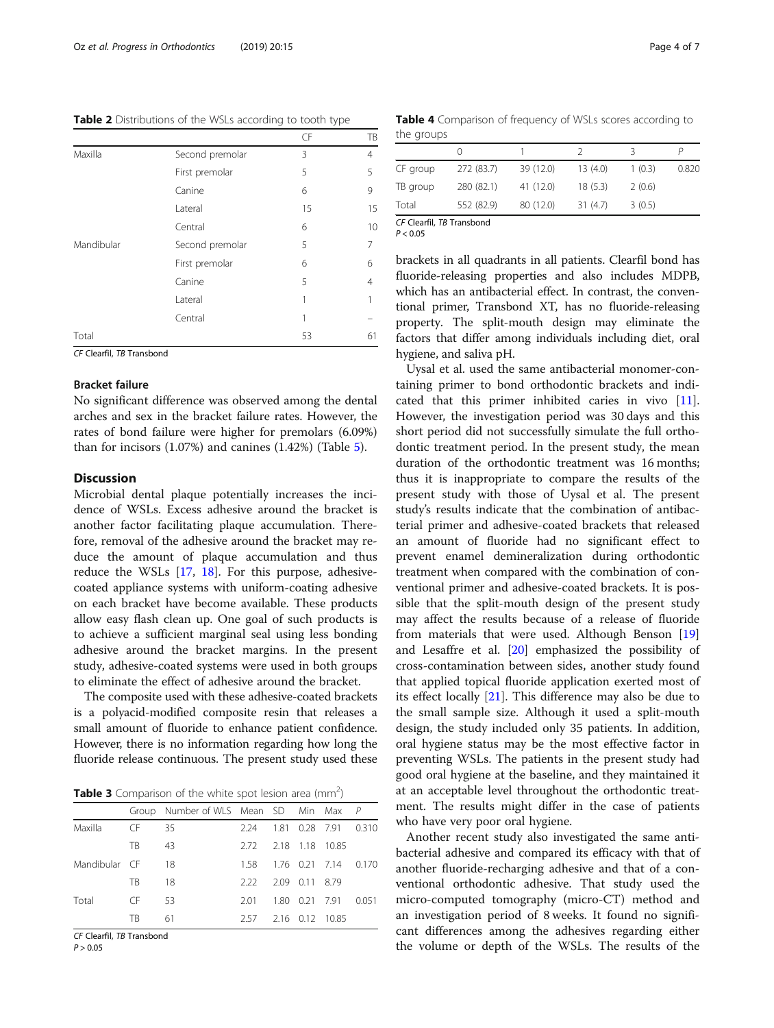**Table 2** Distributions of the WSLs according to tooth type

| | | CF | TB |
|---|---|---|---|
| Maxilla | Second premolar | 3 | 4 |
| | First premolar | 5 | 5 |
| | Canine | 6 | 9 |
| | Lateral | 15 | 15 |
| | Central | 6 | 10 |
| Mandibular | Second premolar | 5 | 7 |
| | First premolar | 6 | 6 |
| | Canine | 5 | 4 |
| | Lateral | 1 | 1 |
| | Central | 1 | – |
| Total | | 53 | 61 |

*CF* Clearfil, *TB* Transbond

### Bracket failure

No significant difference was observed among the dental arches and sex in the bracket failure rates. However, the rates of bond failure were higher for premolars (6.09%) than for incisors (1.07%) and canines (1.42%) (Table 5).

## Discussion

Microbial dental plaque potentially increases the incidence of WSLs. Excess adhesive around the bracket is another factor facilitating plaque accumulation. Therefore, removal of the adhesive around the bracket may reduce the amount of plaque accumulation and thus reduce the WSLs [17, 18]. For this purpose, adhesive-coated appliance systems with uniform-coating adhesive on each bracket have become available. These products allow easy flash clean up. One goal of such products is to achieve a sufficient marginal seal using less bonding adhesive around the bracket margins. In the present study, adhesive-coated systems were used in both groups to eliminate the effect of adhesive around the bracket.

The composite used with these adhesive-coated brackets is a polyacid-modified composite resin that releases a small amount of fluoride to enhance patient confidence. However, there is no information regarding how long the fluoride release continuous. The present study used these

**Table 3** Comparison of the white spot lesion area (mm$^2$)

| | Group | Number of WLS | Mean | SD | Min | Max | *P* |
|---|---|---|---|---|---|---|---|
| Maxilla | CF | 35 | 2.24 | 1.81 | 0.28 | 7.91 | 0.310 |
| | TB | 43 | 2.72 | 2.18 | 1.18 | 10.85 | |
| Mandibular | CF | 18 | 1.58 | 1.76 | 0.21 | 7.14 | 0.170 |
| | TB | 18 | 2.22 | 2.09 | 0.11 | 8.79 | |
| Total | CF | 53 | 2.01 | 1.80 | 0.21 | 7.91 | 0.051 |
| | TB | 61 | 2.57 | 2.16 | 0.12 | 10.85 | |

*CF* Clearfil, *TB* Transbond
$P > 0.05$

**Table 4** Comparison of frequency of WSLs scores according to the groups

| | 0 | 1 | 2 | 3 | *P* |
|---|---|---|---|---|---|
| CF group | 272 (83.7) | 39 (12.0) | 13 (4.0) | 1 (0.3) | 0.820 |
| TB group | 280 (82.1) | 41 (12.0) | 18 (5.3) | 2 (0.6) | |
| Total | 552 (82.9) | 80 (12.0) | 31 (4.7) | 3 (0.5) | |

*CF* Clearfil, *TB* Transbond
$P < 0.05$

brackets in all quadrants in all patients. Clearfil bond has fluoride-releasing properties and also includes MDPB, which has an antibacterial effect. In contrast, the conventional primer, Transbond XT, has no fluoride-releasing property. The split-mouth design may eliminate the factors that differ among individuals including diet, oral hygiene, and saliva pH.

Uysal et al. used the same antibacterial monomer-containing primer to bond orthodontic brackets and indicated that this primer inhibited caries in vivo [11]. However, the investigation period was 30 days and this short period did not successfully simulate the full orthodontic treatment period. In the present study, the mean duration of the orthodontic treatment was 16 months; thus it is inappropriate to compare the results of the present study with those of Uysal et al. The present study's results indicate that the combination of antibacterial primer and adhesive-coated brackets that released an amount of fluoride had no significant effect to prevent enamel demineralization during orthodontic treatment when compared with the combination of conventional primer and adhesive-coated brackets. It is possible that the split-mouth design of the present study may affect the results because of a release of fluoride from materials that were used. Although Benson [19] and Lesaffre et al. [20] emphasized the possibility of cross-contamination between sides, another study found that applied topical fluoride application exerted most of its effect locally [21]. This difference may also be due to the small sample size. Although it used a split-mouth design, the study included only 35 patients. In addition, oral hygiene status may be the most effective factor in preventing WSLs. The patients in the present study had good oral hygiene at the baseline, and they maintained it at an acceptable level throughout the orthodontic treatment. The results might differ in the case of patients who have very poor oral hygiene.

Another recent study also investigated the same antibacterial adhesive and compared its efficacy with that of another fluoride-recharging adhesive and that of a conventional orthodontic adhesive. That study used the micro-computed tomography (micro-CT) method and an investigation period of 8 weeks. It found no significant differences among the adhesives regarding either the volume or depth of the WSLs. The results of the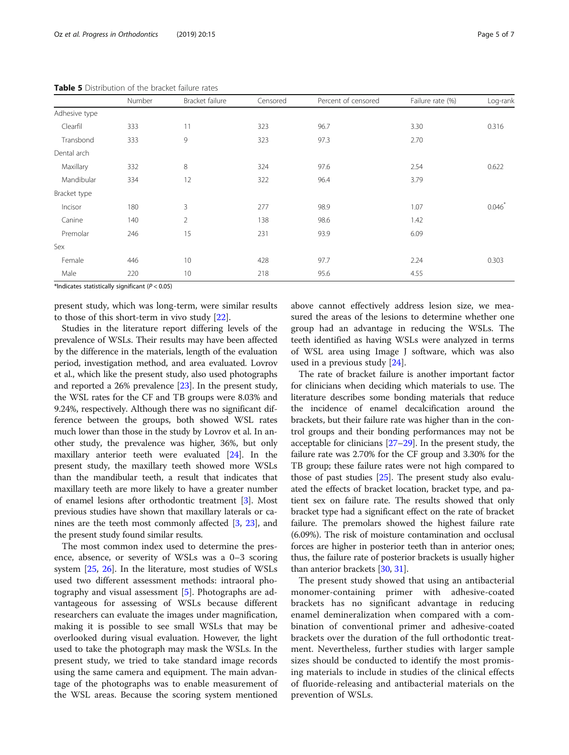**Table 5** Distribution of the bracket failure rates

| | Number | Bracket failure | Censored | Percent of censored | Failure rate (%) | Log-rank |
|---|---|---|---|---|---|---|
| Adhesive type | | | | | | |
| Clearfil | 333 | 11 | 323 | 96.7 | 3.30 | 0.316 |
| Transbond | 333 | 9 | 323 | 97.3 | 2.70 | |
| Dental arch | | | | | | |
| Maxillary | 332 | 8 | 324 | 97.6 | 2.54 | 0.622 |
| Mandibular | 334 | 12 | 322 | 96.4 | 3.79 | |
| Bracket type | | | | | | |
| Incisor | 180 | 3 | 277 | 98.9 | 1.07 | 0.046* |
| Canine | 140 | 2 | 138 | 98.6 | 1.42 | |
| Premolar | 246 | 15 | 231 | 93.9 | 6.09 | |
| Sex | | | | | | |
| Female | 446 | 10 | 428 | 97.7 | 2.24 | 0.303 |
| Male | 220 | 10 | 218 | 95.6 | 4.55 | |

*Indicates statistically significant ($P < 0.05$)

present study, which was long-term, were similar results to those of this short-term in vivo study [22].

Studies in the literature report differing levels of the prevalence of WSLs. Their results may have been affected by the difference in the materials, length of the evaluation period, investigation method, and area evaluated. Lovrov et al., which like the present study, also used photographs and reported a 26% prevalence [23]. In the present study, the WSL rates for the CF and TB groups were 8.03% and 9.24%, respectively. Although there was no significant difference between the groups, both showed WSL rates much lower than those in the study by Lovrov et al. In another study, the prevalence was higher, 36%, but only maxillary anterior teeth were evaluated [24]. In the present study, the maxillary teeth showed more WSLs than the mandibular teeth, a result that indicates that maxillary teeth are more likely to have a greater number of enamel lesions after orthodontic treatment [3]. Most previous studies have shown that maxillary laterals or canines are the teeth most commonly affected [3, 23], and the present study found similar results.

The most common index used to determine the presence, absence, or severity of WSLs was a 0–3 scoring system [25, 26]. In the literature, most studies of WSLs used two different assessment methods: intraoral photography and visual assessment [5]. Photographs are advantageous for assessing of WSLs because different researchers can evaluate the images under magnification, making it is possible to see small WSLs that may be overlooked during visual evaluation. However, the light used to take the photograph may mask the WSLs. In the present study, we tried to take standard image records using the same camera and equipment. The main advantage of the photographs was to enable measurement of the WSL areas. Because the scoring system mentioned above cannot effectively address lesion size, we measured the areas of the lesions to determine whether one group had an advantage in reducing the WSLs. The teeth identified as having WSLs were analyzed in terms of WSL area using Image J software, which was also used in a previous study [24].

The rate of bracket failure is another important factor for clinicians when deciding which materials to use. The literature describes some bonding materials that reduce the incidence of enamel decalcification around the brackets, but their failure rate was higher than in the control groups and their bonding performances may not be acceptable for clinicians [27–29]. In the present study, the failure rate was 2.70% for the CF group and 3.30% for the TB group; these failure rates were not high compared to those of past studies [25]. The present study also evaluated the effects of bracket location, bracket type, and patient sex on failure rate. The results showed that only bracket type had a significant effect on the rate of bracket failure. The premolars showed the highest failure rate (6.09%). The risk of moisture contamination and occlusal forces are higher in posterior teeth than in anterior ones; thus, the failure rate of posterior brackets is usually higher than anterior brackets [30, 31].

The present study showed that using an antibacterial monomer-containing primer with adhesive-coated brackets has no significant advantage in reducing enamel demineralization when compared with a combination of conventional primer and adhesive-coated brackets over the duration of the full orthodontic treatment. Nevertheless, further studies with larger sample sizes should be conducted to identify the most promising materials to include in studies of the clinical effects of fluoride-releasing and antibacterial materials on the prevention of WSLs.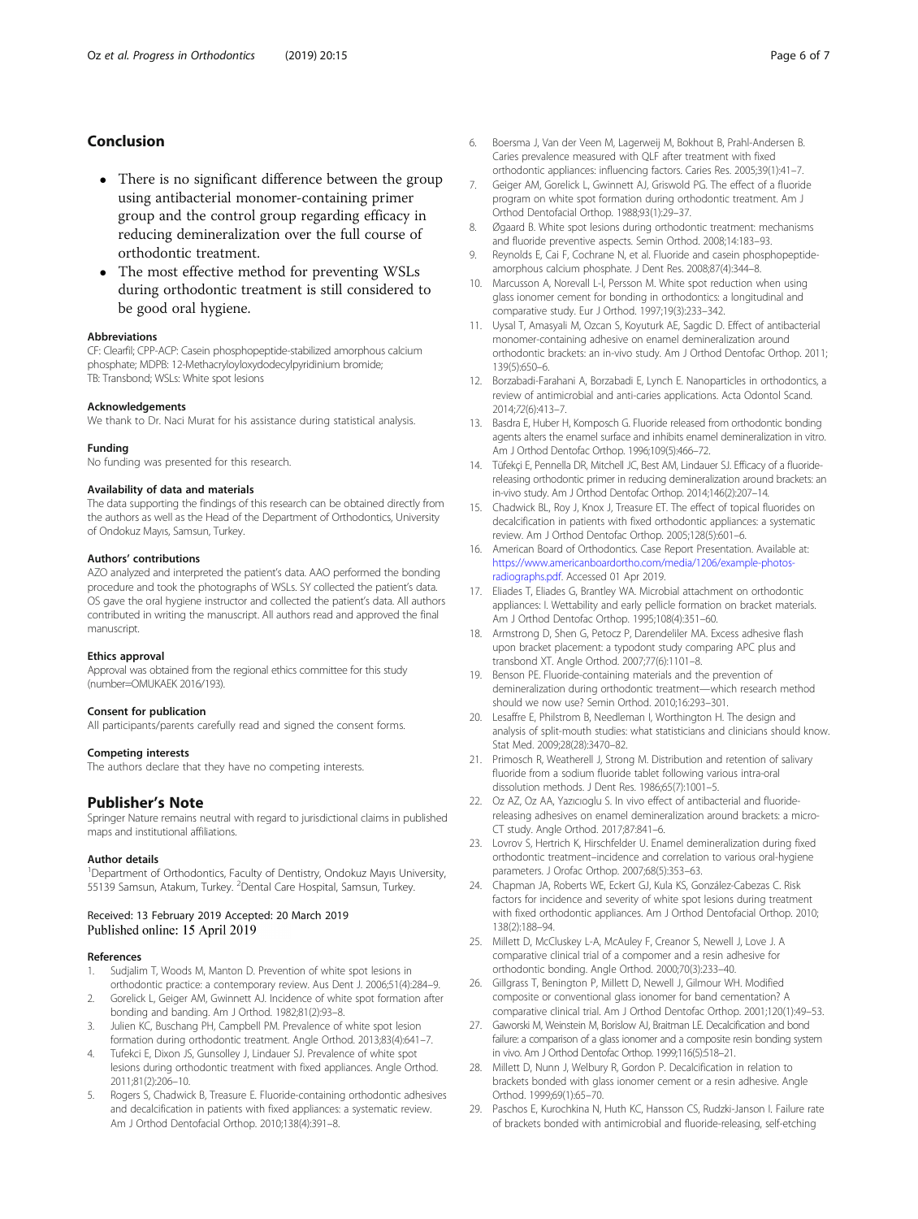## Conclusion

- There is no significant difference between the group using antibacterial monomer-containing primer group and the control group regarding efficacy in reducing demineralization over the full course of orthodontic treatment.
- The most effective method for preventing WSLs during orthodontic treatment is still considered to be good oral hygiene.

### Abbreviations

CF: Clearfil; CPP-ACP: Casein phosphopeptide-stabilized amorphous calcium phosphate; MDPB: 12-Methacryloyloxydodecylpyridinium bromide; TB: Transbond; WSLs: White spot lesions

### Acknowledgements

We thank to Dr. Naci Murat for his assistance during statistical analysis.

### Funding

No funding was presented for this research.

### Availability of data and materials

The data supporting the findings of this research can be obtained directly from the authors as well as the Head of the Department of Orthodontics, University of Ondokuz Mayıs, Samsun, Turkey.

### Authors' contributions

AZO analyzed and interpreted the patient's data. AAO performed the bonding procedure and took the photographs of WSLs. SY collected the patient's data. OS gave the oral hygiene instructor and collected the patient's data. All authors contributed in writing the manuscript. All authors read and approved the final manuscript.

### Ethics approval

Approval was obtained from the regional ethics committee for this study (number=OMUKAEK 2016/193).

### Consent for publication

All participants/parents carefully read and signed the consent forms.

### Competing interests

The authors declare that they have no competing interests.

## Publisher's Note

Springer Nature remains neutral with regard to jurisdictional claims in published maps and institutional affiliations.

### Author details

[1]Department of Orthodontics, Faculty of Dentistry, Ondokuz Mayıs University, 55139 Samsun, Atakum, Turkey. [2]Dental Care Hospital, Samsun, Turkey.

Received: 13 February 2019 Accepted: 20 March 2019
Published online: 15 April 2019

### References

1. Sudjalim T, Woods M, Manton D. Prevention of white spot lesions in orthodontic practice: a contemporary review. Aus Dent J. 2006;51(4):284–9.
2. Gorelick L, Geiger AM, Gwinnett AJ. Incidence of white spot formation after bonding and banding. Am J Orthod. 1982;81(2):93–8.
3. Julien KC, Buschang PH, Campbell PM. Prevalence of white spot lesion formation during orthodontic treatment. Angle Orthod. 2013;83(4):641–7.
4. Tufekci E, Dixon JS, Gunsolley J, Lindauer SJ. Prevalence of white spot lesions during orthodontic treatment with fixed appliances. Angle Orthod. 2011;81(2):206–10.
5. Rogers S, Chadwick B, Treasure E. Fluoride-containing orthodontic adhesives and decalcification in patients with fixed appliances: a systematic review. Am J Orthod Dentofacial Orthop. 2010;138(4):391–8.
6. Boersma J, Van der Veen M, Lagerweij M, Bokhout B, Prahl-Andersen B. Caries prevalence measured with QLF after treatment with fixed orthodontic appliances: influencing factors. Caries Res. 2005;39(1):41–7.
7. Geiger AM, Gorelick L, Gwinnett AJ, Griswold PG. The effect of a fluoride program on white spot formation during orthodontic treatment. Am J Orthod Dentofacial Orthop. 1988;93(1):29–37.
8. Øgaard B. White spot lesions during orthodontic treatment: mechanisms and fluoride preventive aspects. Semin Orthod. 2008;14:183–93.
9. Reynolds E, Cai F, Cochrane N, et al. Fluoride and casein phosphopeptide-amorphous calcium phosphate. J Dent Res. 2008;87(4):344–8.
10. Marcusson A, Norevall L-I, Persson M. White spot reduction when using glass ionomer cement for bonding in orthodontics: a longitudinal and comparative study. Eur J Orthod. 1997;19(3):233–342.
11. Uysal T, Amasyali M, Ozcan S, Koyuturk AE, Sagdic D. Effect of antibacterial monomer-containing adhesive on enamel demineralization around orthodontic brackets: an in-vivo study. Am J Orthod Dentofac Orthop. 2011; 139(5):650–6.
12. Borzabadi-Farahani A, Borzabadi E, Lynch E. Nanoparticles in orthodontics, a review of antimicrobial and anti-caries applications. Acta Odontol Scand. 2014;72(6):413–7.
13. Basdra E, Huber H, Komposch G. Fluoride released from orthodontic bonding agents alters the enamel surface and inhibits enamel demineralization in vitro. Am J Orthod Dentofac Orthop. 1996;109(5):466–72.
14. Tüfekçi E, Pennella DR, Mitchell JC, Best AM, Lindauer SJ. Efficacy of a fluoride-releasing orthodontic primer in reducing demineralization around brackets: an in-vivo study. Am J Orthod Dentofac Orthop. 2014;146(2):207–14.
15. Chadwick BL, Roy J, Knox J, Treasure ET. The effect of topical fluorides on decalcification in patients with fixed orthodontic appliances: a systematic review. Am J Orthod Dentofac Orthop. 2005;128(5):601–6.
16. American Board of Orthodontics. Case Report Presentation. Available at: https://www.americanboardortho.com/media/1206/example-photos-radiographs.pdf. Accessed 01 Apr 2019.
17. Eliades T, Eliades G, Brantley WA. Microbial attachment on orthodontic appliances: I. Wettability and early pellicle formation on bracket materials. Am J Orthod Dentofac Orthop. 1995;108(4):351–60.
18. Armstrong D, Shen G, Petocz P, Darendeliler MA. Excess adhesive flash upon bracket placement: a typodont study comparing APC plus and transbond XT. Angle Orthod. 2007;77(6):1101–8.
19. Benson PE. Fluoride-containing materials and the prevention of demineralization during orthodontic treatment—which research method should we now use? Semin Orthod. 2010;16:293–301.
20. Lesaffre E, Philstrom B, Needleman I, Worthington H. The design and analysis of split-mouth studies: what statisticians and clinicians should know. Stat Med. 2009;28(28):3470–82.
21. Primosch R, Weatherell J, Strong M. Distribution and retention of salivary fluoride from a sodium fluoride tablet following various intra-oral dissolution methods. J Dent Res. 1986;65(7):1001–5.
22. Oz AZ, Oz AA, Yazıcıoglu S. In vivo effect of antibacterial and fluoride-releasing adhesives on enamel demineralization around brackets: a micro-CT study. Angle Orthod. 2017;87:841–6.
23. Lovrov S, Hertrich K, Hirschfelder U. Enamel demineralization during fixed orthodontic treatment–incidence and correlation to various oral-hygiene parameters. J Orofac Orthop. 2007;68(5):353–63.
24. Chapman JA, Roberts WE, Eckert GJ, Kula KS, González-Cabezas C. Risk factors for incidence and severity of white spot lesions during treatment with fixed orthodontic appliances. Am J Orthod Dentofacial Orthop. 2010; 138(2):188–94.
25. Millett D, McCluskey L-A, McAuley F, Creanor S, Newell J, Love J. A comparative clinical trial of a compomer and a resin adhesive for orthodontic bonding. Angle Orthod. 2000;70(3):233–40.
26. Gillgrass T, Benington P, Millett D, Newell J, Gilmour WH. Modified composite or conventional glass ionomer for band cementation? A comparative clinical trial. Am J Orthod Dentofac Orthop. 2001;120(1):49–53.
27. Gaworski M, Weinstein M, Borislow AJ, Braitman LE. Decalcification and bond failure: a comparison of a glass ionomer and a composite resin bonding system in vivo. Am J Orthod Dentofac Orthop. 1999;116(5):518–21.
28. Millett D, Nunn J, Welbury R, Gordon P. Decalcification in relation to brackets bonded with glass ionomer cement or a resin adhesive. Angle Orthod. 1999;69(1):65–70.
29. Paschos E, Kurochkina N, Huth KC, Hansson CS, Rudzki-Janson I. Failure rate of brackets bonded with antimicrobial and fluoride-releasing, self-etching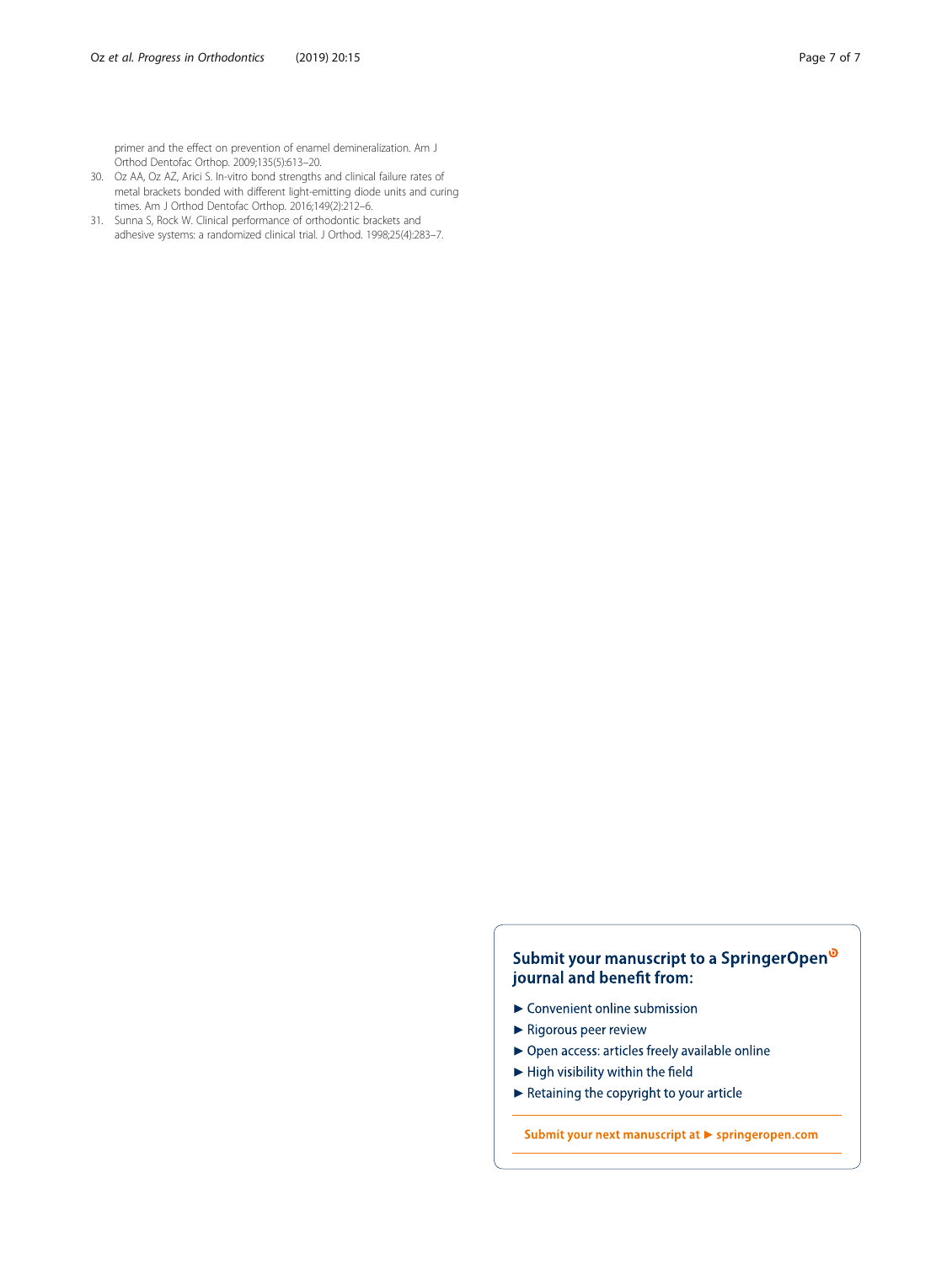primer and the effect on prevention of enamel demineralization. Am J Orthod Dentofac Orthop. 2009;135(5):613–20.

30. Oz AA, Oz AZ, Arici S. In-vitro bond strengths and clinical failure rates of metal brackets bonded with different light-emitting diode units and curing times. Am J Orthod Dentofac Orthop. 2016;149(2):212–6.
31. Sunna S, Rock W. Clinical performance of orthodontic brackets and adhesive systems: a randomized clinical trial. J Orthod. 1998;25(4):283–7.

**Submit your manuscript to a SpringerOpen journal and benefit from:**

- ► Convenient online submission
- ► Rigorous peer review
- ► Open access: articles freely available online
- ► High visibility within the field
- ► Retaining the copyright to your article

**Submit your next manuscript at ► springeropen.com**